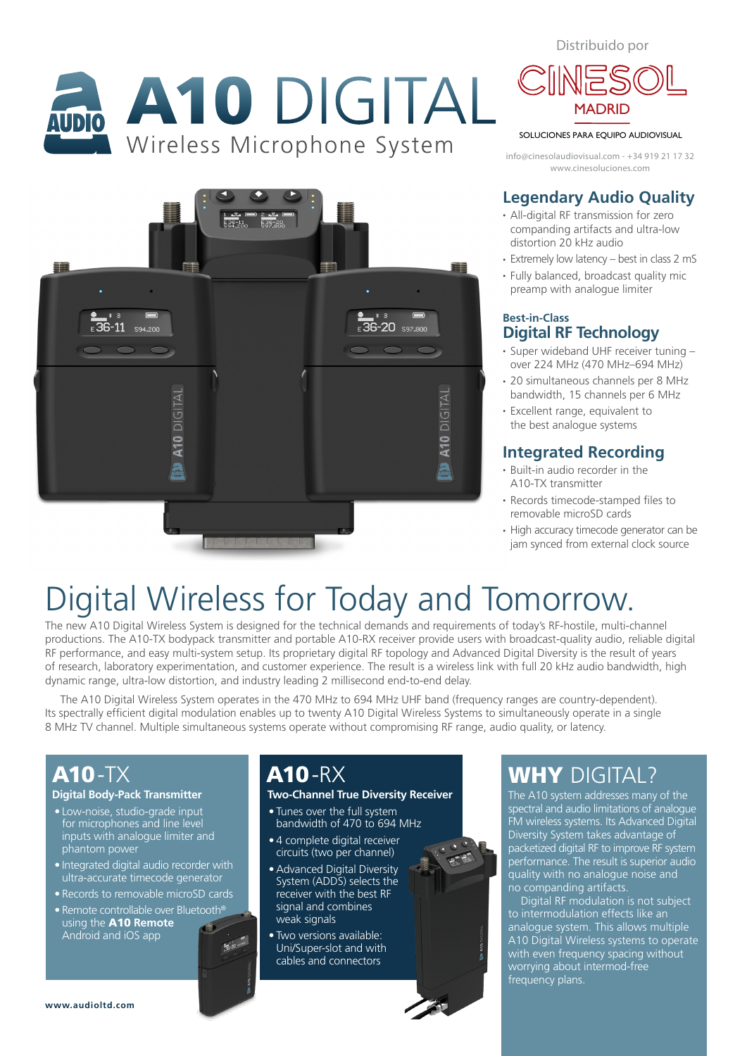# A10 DIGITAL

Wireless Microphone System

Distribuido por

CINESOL MADRID

SOLUCIONES PARA EQUIPO AUDIOVISUAL

info@cinesolaudiovisual.com - +34 919 21 17 32
www.cinesoluciones.com

## Legendary Audio Quality

- All-digital RF transmission for zero companding artifacts and ultra-low distortion 20 kHz audio
- Extremely low latency – best in class 2 mS
- Fully balanced, broadcast quality mic preamp with analogue limiter

## Best-in-Class Digital RF Technology

- Super wideband UHF receiver tuning – over 224 MHz (470 MHz–694 MHz)
- 20 simultaneous channels per 8 MHz bandwidth, 15 channels per 6 MHz
- Excellent range, equivalent to the best analogue systems

## Integrated Recording

- Built-in audio recorder in the A10-TX transmitter
- Records timecode-stamped files to removable microSD cards
- High accuracy timecode generator can be jam synced from external clock source

# Digital Wireless for Today and Tomorrow.

The new A10 Digital Wireless System is designed for the technical demands and requirements of today's RF-hostile, multi-channel productions. The A10-TX bodypack transmitter and portable A10-RX receiver provide users with broadcast-quality audio, reliable digital RF performance, and easy multi-system setup. Its proprietary digital RF topology and Advanced Digital Diversity is the result of years of research, laboratory experimentation, and customer experience. The result is a wireless link with full 20 kHz audio bandwidth, high dynamic range, ultra-low distortion, and industry leading 2 millisecond end-to-end delay.

The A10 Digital Wireless System operates in the 470 MHz to 694 MHz UHF band (frequency ranges are country-dependent). Its spectrally efficient digital modulation enables up to twenty A10 Digital Wireless Systems to simultaneously operate in a single 8 MHz TV channel. Multiple simultaneous systems operate without compromising RF range, audio quality, or latency.

## A10-TX

**Digital Body-Pack Transmitter**

- Low-noise, studio-grade input for microphones and line level inputs with analogue limiter and phantom power
- Integrated digital audio recorder with ultra-accurate timecode generator
- Records to removable microSD cards
- Remote controllable over Bluetooth® using the **A10 Remote** Android and iOS app

## A10-RX

**Two-Channel True Diversity Receiver**

- Tunes over the full system bandwidth of 470 to 694 MHz
- 4 complete digital receiver circuits (two per channel)
- Advanced Digital Diversity System (ADDS) selects the receiver with the best RF signal and combines weak signals
- Two versions available: Uni/Super-slot and with cables and connectors

## WHY DIGITAL?

The A10 system addresses many of the spectral and audio limitations of analogue FM wireless systems. Its Advanced Digital Diversity System takes advantage of packetized digital RF to improve RF system performance. The result is superior audio quality with no analogue noise and no companding artifacts.

Digital RF modulation is not subject to intermodulation effects like an analogue system. This allows multiple A10 Digital Wireless systems to operate with even frequency spacing without worrying about intermod-free frequency plans.

www.audioltd.com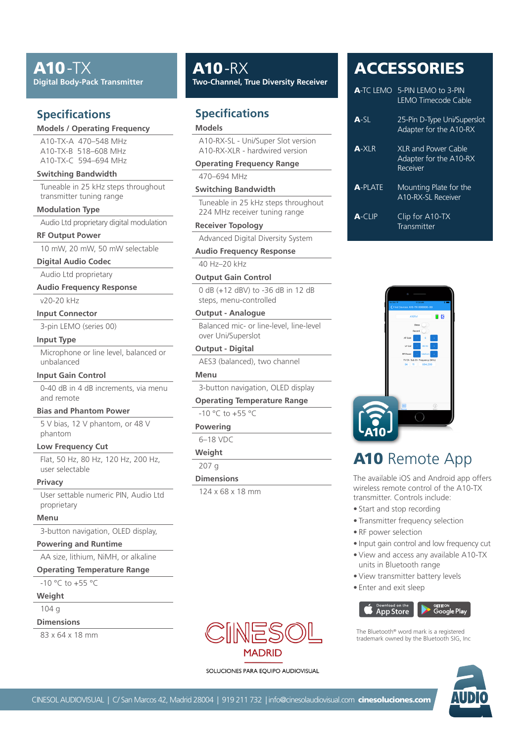# A10-TX

**Digital Body-Pack Transmitter**

## Specifications

**Models / Operating Frequency**

A10-TX-A 470–548 MHz
A10-TX-B 518–608 MHz
A10-TX-C 594–694 MHz

**Switching Bandwidth**

Tuneable in 25 kHz steps throughout transmitter tuning range

**Modulation Type**

Audio Ltd proprietary digital modulation

**RF Output Power**

10 mW, 20 mW, 50 mW selectable

**Digital Audio Codec**

Audio Ltd proprietary

**Audio Frequency Response**

v20-20 kHz

**Input Connector**

3-pin LEMO (series 00)

**Input Type**

Microphone or line level, balanced or unbalanced

**Input Gain Control**

0-40 dB in 4 dB increments, via menu and remote

**Bias and Phantom Power**

5 V bias, 12 V phantom, or 48 V phantom

**Low Frequency Cut**

Flat, 50 Hz, 80 Hz, 120 Hz, 200 Hz, user selectable

**Privacy**

User settable numeric PIN, Audio Ltd proprietary

**Menu**

3-button navigation, OLED display,

**Powering and Runtime**

AA size, lithium, NiMH, or alkaline

**Operating Temperature Range**

-10 °C to +55 °C

**Weight**

104 g

**Dimensions**

83 x 64 x 18 mm

# A10-RX

**Two-Channel, True Diversity Receiver**

## Specifications

**Models**

A10-RX-SL - Uni/Super Slot version
A10-RX-XLR - hardwired version

**Operating Frequency Range**

470–694 MHz

**Switching Bandwidth**

Tuneable in 25 kHz steps throughout 224 MHz receiver tuning range

**Receiver Topology**

Advanced Digital Diversity System

**Audio Frequency Response**

40 Hz–20 kHz

**Output Gain Control**

0 dB (+12 dBV) to -36 dB in 12 dB steps, menu-controlled

**Output - Analogue**

Balanced mic- or line-level, line-level over Uni/Superslot

**Output - Digital**

AES3 (balanced), two channel

**Menu**

3-button navigation, OLED display

**Operating Temperature Range**

-10 °C to +55 °C

**Powering**

6–18 VDC

**Weight**

207 g

**Dimensions**

124 x 68 x 18 mm

# ACCESSORIES

| | |
|---|---|
| **A**-TC LEMO | 5-PIN LEMO to 3-PIN LEMO Timecode Cable |
| **A**-SL | 25-Pin D-Type Uni/Superslot Adapter for the A10-RX |
| **A**-XLR | XLR and Power Cable Adapter for the A10-RX Receiver |
| **A**-PLATE | Mounting Plate for the A10-RX-SL Receiver |
| **A**-CLIP | Clip for A10-TX Transmitter |

# A10 Remote App

The available iOS and Android app offers wireless remote control of the A10-TX transmitter. Controls include:

- Start and stop recording
- Transmitter frequency selection
- RF power selection
- Input gain control and low frequency cut
- View and access any available A10-TX units in Bluetooth range
- View transmitter battery levels
- Enter and exit sleep

Download on the App Store | GET IT ON Google Play

The Bluetooth® word mark is a registered trademark owned by the Bluetooth SIG, Inc

CINESOL MADRID
SOLUCIONES PARA EQUIPO AUDIOVISUAL

CINESOL AUDIOVISUAL | C/ San Marcos 42, Madrid 28004 | 919 211 732 | info@cinesolaudiovisual.com **cinesoluciones.com**

AUDIO